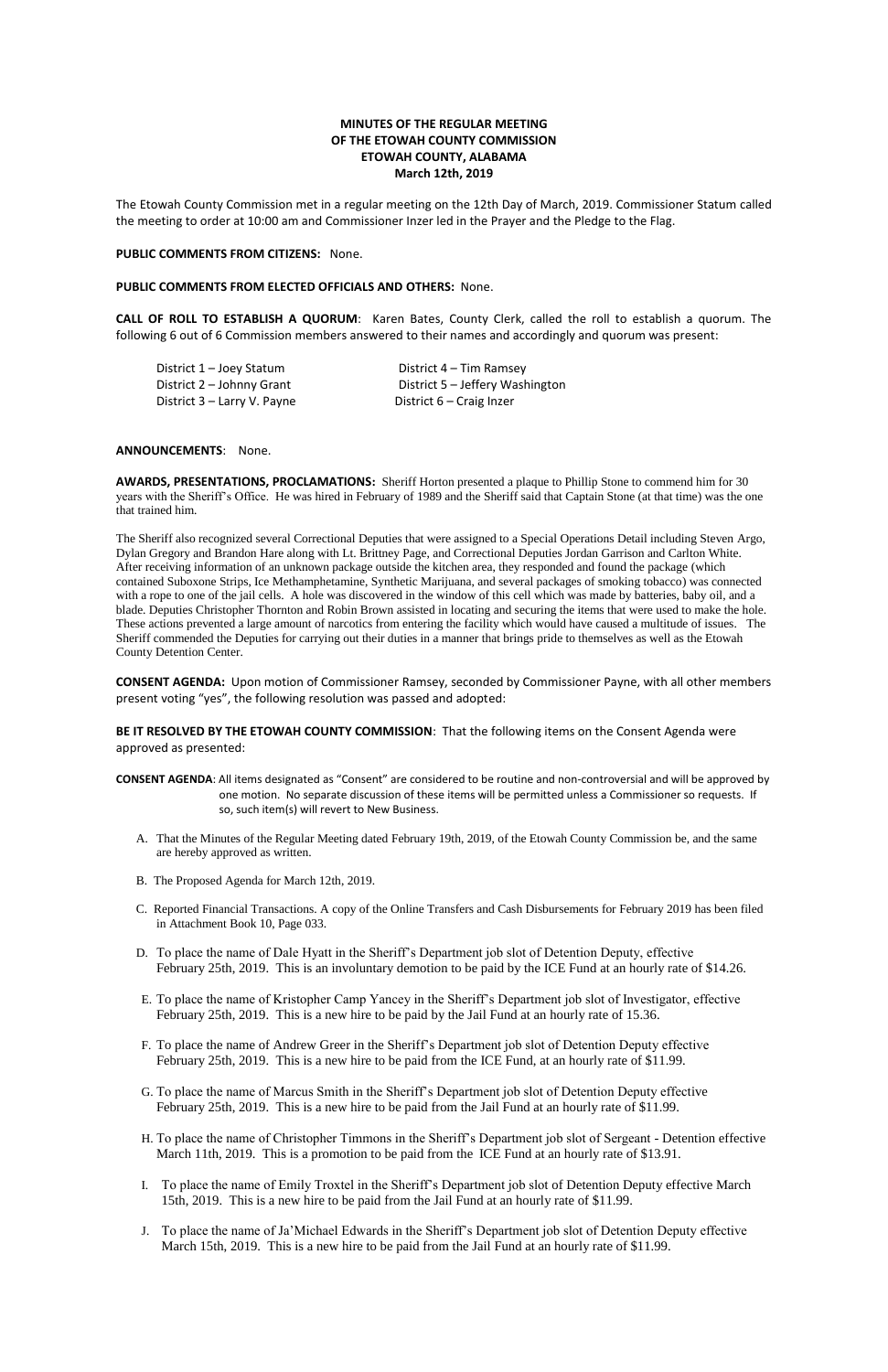**MINUTES OF THE REGULAR MEETING**
**OF THE ETOWAH COUNTY COMMISSION**
**ETOWAH COUNTY, ALABAMA**
**March 12th, 2019**

The Etowah County Commission met in a regular meeting on the 12th Day of March, 2019. Commissioner Statum called the meeting to order at 10:00 am and Commissioner Inzer led in the Prayer and the Pledge to the Flag.

**PUBLIC COMMENTS FROM CITIZENS:** None.

**PUBLIC COMMENTS FROM ELECTED OFFICIALS AND OTHERS:** None.

**CALL OF ROLL TO ESTABLISH A QUORUM**: Karen Bates, County Clerk, called the roll to establish a quorum. The following 6 out of 6 Commission members answered to their names and accordingly and quorum was present:

District 1 – Joey Statum
District 2 – Johnny Grant
District 3 – Larry V. Payne
District 4 – Tim Ramsey
District 5 – Jeffery Washington
District 6 – Craig Inzer

**ANNOUNCEMENTS**: None.

**AWARDS, PRESENTATIONS, PROCLAMATIONS:** Sheriff Horton presented a plaque to Phillip Stone to commend him for 30 years with the Sheriff's Office. He was hired in February of 1989 and the Sheriff said that Captain Stone (at that time) was the one that trained him.

The Sheriff also recognized several Correctional Deputies that were assigned to a Special Operations Detail including Steven Argo, Dylan Gregory and Brandon Hare along with Lt. Brittney Page, and Correctional Deputies Jordan Garrison and Carlton White. After receiving information of an unknown package outside the kitchen area, they responded and found the package (which contained Suboxone Strips, Ice Methamphetamine, Synthetic Marijuana, and several packages of smoking tobacco) was connected with a rope to one of the jail cells. A hole was discovered in the window of this cell which was made by batteries, baby oil, and a blade. Deputies Christopher Thornton and Robin Brown assisted in locating and securing the items that were used to make the hole. These actions prevented a large amount of narcotics from entering the facility which would have caused a multitude of issues. The Sheriff commended the Deputies for carrying out their duties in a manner that brings pride to themselves as well as the Etowah County Detention Center.

**CONSENT AGENDA:** Upon motion of Commissioner Ramsey, seconded by Commissioner Payne, with all other members present voting "yes", the following resolution was passed and adopted:

**BE IT RESOLVED BY THE ETOWAH COUNTY COMMISSION**: That the following items on the Consent Agenda were approved as presented:

**CONSENT AGENDA**: All items designated as "Consent" are considered to be routine and non-controversial and will be approved by one motion. No separate discussion of these items will be permitted unless a Commissioner so requests. If so, such item(s) will revert to New Business.

A. That the Minutes of the Regular Meeting dated February 19th, 2019, of the Etowah County Commission be, and the same are hereby approved as written.

B. The Proposed Agenda for March 12th, 2019.

C. Reported Financial Transactions. A copy of the Online Transfers and Cash Disbursements for February 2019 has been filed in Attachment Book 10, Page 033.

D. To place the name of Dale Hyatt in the Sheriff's Department job slot of Detention Deputy, effective February 25th, 2019. This is an involuntary demotion to be paid by the ICE Fund at an hourly rate of $14.26.

E. To place the name of Kristopher Camp Yancey in the Sheriff's Department job slot of Investigator, effective February 25th, 2019. This is a new hire to be paid by the Jail Fund at an hourly rate of 15.36.

F. To place the name of Andrew Greer in the Sheriff's Department job slot of Detention Deputy effective February 25th, 2019. This is a new hire to be paid from the ICE Fund, at an hourly rate of $11.99.

G. To place the name of Marcus Smith in the Sheriff's Department job slot of Detention Deputy effective February 25th, 2019. This is a new hire to be paid from the Jail Fund at an hourly rate of $11.99.

H. To place the name of Christopher Timmons in the Sheriff's Department job slot of Sergeant - Detention effective March 11th, 2019. This is a promotion to be paid from the ICE Fund at an hourly rate of $13.91.

I. To place the name of Emily Troxtel in the Sheriff's Department job slot of Detention Deputy effective March 15th, 2019. This is a new hire to be paid from the Jail Fund at an hourly rate of $11.99.

J. To place the name of Ja'Michael Edwards in the Sheriff's Department job slot of Detention Deputy effective March 15th, 2019. This is a new hire to be paid from the Jail Fund at an hourly rate of $11.99.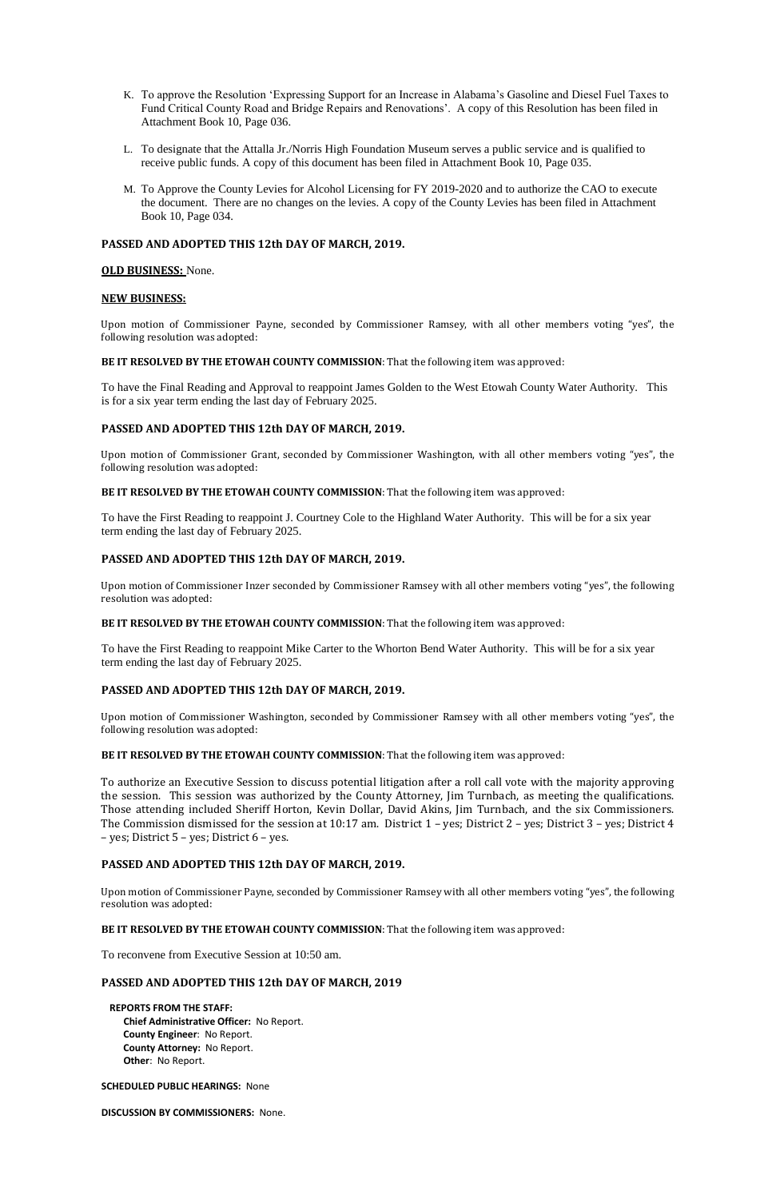K. To approve the Resolution 'Expressing Support for an Increase in Alabama's Gasoline and Diesel Fuel Taxes to Fund Critical County Road and Bridge Repairs and Renovations'. A copy of this Resolution has been filed in Attachment Book 10, Page 036.

L. To designate that the Attalla Jr./Norris High Foundation Museum serves a public service and is qualified to receive public funds. A copy of this document has been filed in Attachment Book 10, Page 035.

M. To Approve the County Levies for Alcohol Licensing for FY 2019-2020 and to authorize the CAO to execute the document. There are no changes on the levies. A copy of the County Levies has been filed in Attachment Book 10, Page 034.

**PASSED AND ADOPTED THIS 12th DAY OF MARCH, 2019.**

**OLD BUSINESS:** None.

**NEW BUSINESS:**

Upon motion of Commissioner Payne, seconded by Commissioner Ramsey, with all other members voting "yes", the following resolution was adopted:

**BE IT RESOLVED BY THE ETOWAH COUNTY COMMISSION**: That the following item was approved:

To have the Final Reading and Approval to reappoint James Golden to the West Etowah County Water Authority. This is for a six year term ending the last day of February 2025.

**PASSED AND ADOPTED THIS 12th DAY OF MARCH, 2019.**

Upon motion of Commissioner Grant, seconded by Commissioner Washington, with all other members voting "yes", the following resolution was adopted:

**BE IT RESOLVED BY THE ETOWAH COUNTY COMMISSION**: That the following item was approved:

To have the First Reading to reappoint J. Courtney Cole to the Highland Water Authority. This will be for a six year term ending the last day of February 2025.

**PASSED AND ADOPTED THIS 12th DAY OF MARCH, 2019.**

Upon motion of Commissioner Inzer seconded by Commissioner Ramsey with all other members voting "yes", the following resolution was adopted:

**BE IT RESOLVED BY THE ETOWAH COUNTY COMMISSION**: That the following item was approved:

To have the First Reading to reappoint Mike Carter to the Whorton Bend Water Authority. This will be for a six year term ending the last day of February 2025.

**PASSED AND ADOPTED THIS 12th DAY OF MARCH, 2019.**

Upon motion of Commissioner Washington, seconded by Commissioner Ramsey with all other members voting "yes", the following resolution was adopted:

**BE IT RESOLVED BY THE ETOWAH COUNTY COMMISSION**: That the following item was approved:

To authorize an Executive Session to discuss potential litigation after a roll call vote with the majority approving the session. This session was authorized by the County Attorney, Jim Turnbach, as meeting the qualifications. Those attending included Sheriff Horton, Kevin Dollar, David Akins, Jim Turnbach, and the six Commissioners. The Commission dismissed for the session at 10:17 am. District 1 – yes; District 2 – yes; District 3 – yes; District 4 – yes; District 5 – yes; District 6 – yes.

**PASSED AND ADOPTED THIS 12th DAY OF MARCH, 2019.**

Upon motion of Commissioner Payne, seconded by Commissioner Ramsey with all other members voting "yes", the following resolution was adopted:

**BE IT RESOLVED BY THE ETOWAH COUNTY COMMISSION**: That the following item was approved:

To reconvene from Executive Session at 10:50 am.

**PASSED AND ADOPTED THIS 12th DAY OF MARCH, 2019**

**REPORTS FROM THE STAFF:**
**Chief Administrative Officer:** No Report.
**County Engineer**: No Report.
**County Attorney:** No Report.
**Other**: No Report.

**SCHEDULED PUBLIC HEARINGS:** None

**DISCUSSION BY COMMISSIONERS:** None.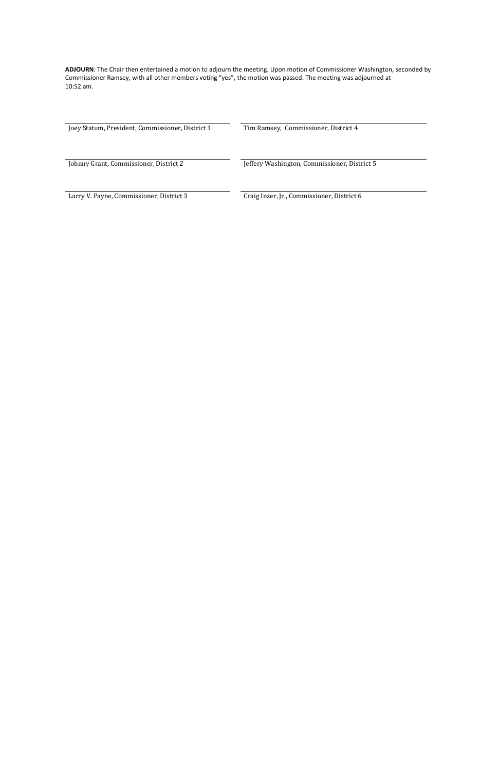**ADJOURN**: The Chair then entertained a motion to adjourn the meeting. Upon motion of Commissioner Washington, seconded by Commissioner Ramsey, with all other members voting "yes", the motion was passed. The meeting was adjourned at 10:52 am.

| | |
|---|---|
| Joey Statum, President, Commissioner, District 1 | Tim Ramsey, Commissioner, District 4 |
| Johnny Grant, Commissioner, District 2 | Jeffery Washington, Commissioner, District 5 |
| Larry V. Payne, Commissioner, District 3 | Craig Inzer, Jr., Commissioner, District 6 |